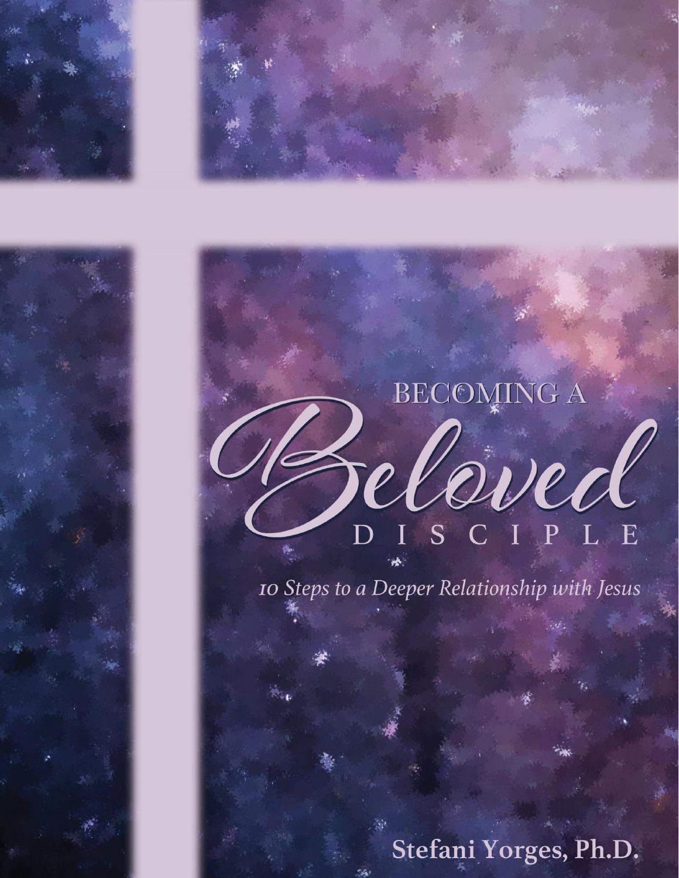# BECOMING A *Beloved* DISCIPLE

*10 Steps to a Deeper Relationship with Jesus*

**Stefani Yorges, Ph.D.**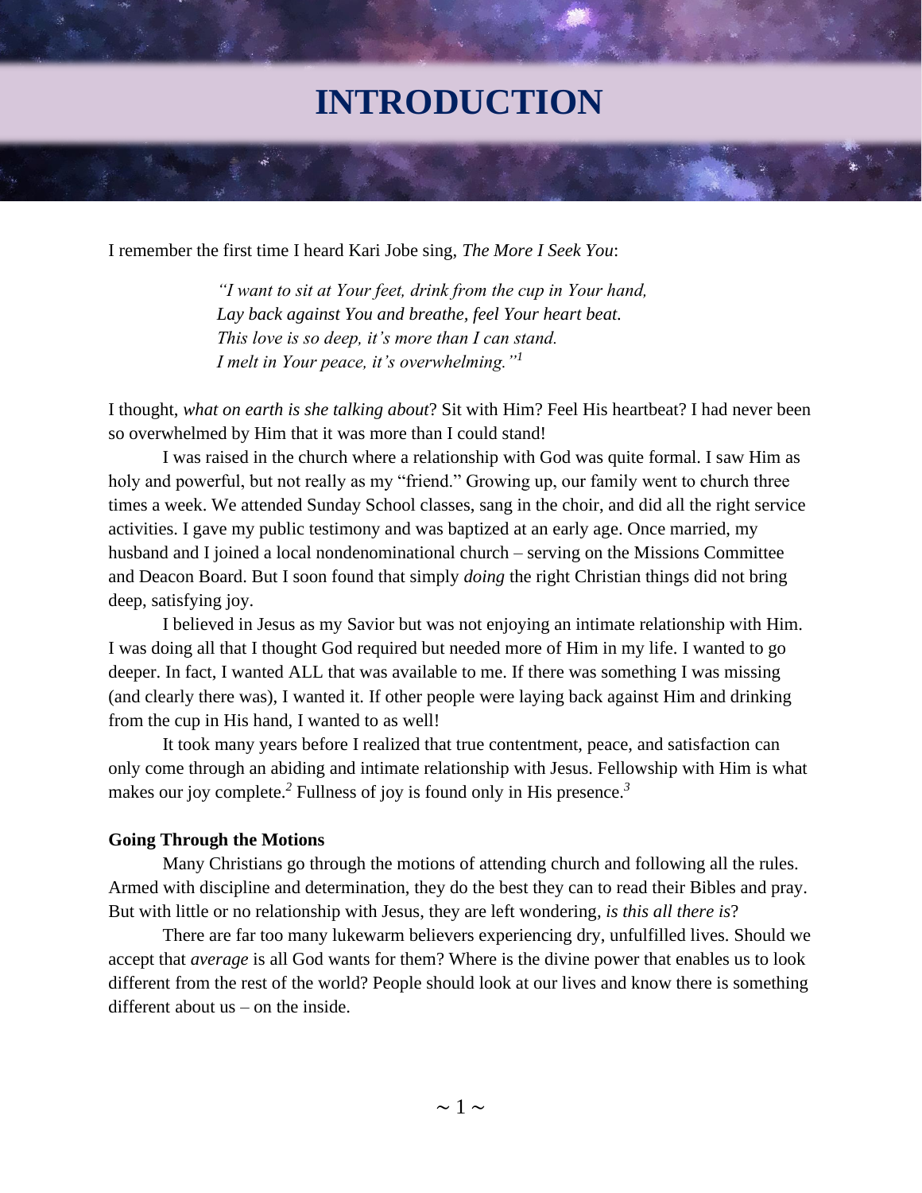# INTRODUCTION

I remember the first time I heard Kari Jobe sing, *The More I Seek You*:

> *"I want to sit at Your feet, drink from the cup in Your hand,*
> *Lay back against You and breathe, feel Your heart beat.*
> *This love is so deep, it's more than I can stand.*
> *I melt in Your peace, it's overwhelming."*[1]

I thought, *what on earth is she talking about*? Sit with Him? Feel His heartbeat? I had never been so overwhelmed by Him that it was more than I could stand!

I was raised in the church where a relationship with God was quite formal. I saw Him as holy and powerful, but not really as my "friend." Growing up, our family went to church three times a week. We attended Sunday School classes, sang in the choir, and did all the right service activities. I gave my public testimony and was baptized at an early age. Once married, my husband and I joined a local nondenominational church – serving on the Missions Committee and Deacon Board. But I soon found that simply *doing* the right Christian things did not bring deep, satisfying joy.

I believed in Jesus as my Savior but was not enjoying an intimate relationship with Him. I was doing all that I thought God required but needed more of Him in my life. I wanted to go deeper. In fact, I wanted ALL that was available to me. If there was something I was missing (and clearly there was), I wanted it. If other people were laying back against Him and drinking from the cup in His hand, I wanted to as well!

It took many years before I realized that true contentment, peace, and satisfaction can only come through an abiding and intimate relationship with Jesus. Fellowship with Him is what makes our joy complete.[2] Fullness of joy is found only in His presence.[3]

**Going Through the Motions**

Many Christians go through the motions of attending church and following all the rules. Armed with discipline and determination, they do the best they can to read their Bibles and pray. But with little or no relationship with Jesus, they are left wondering, *is this all there is*?

There are far too many lukewarm believers experiencing dry, unfulfilled lives. Should we accept that *average* is all God wants for them? Where is the divine power that enables us to look different from the rest of the world? People should look at our lives and know there is something different about us – on the inside.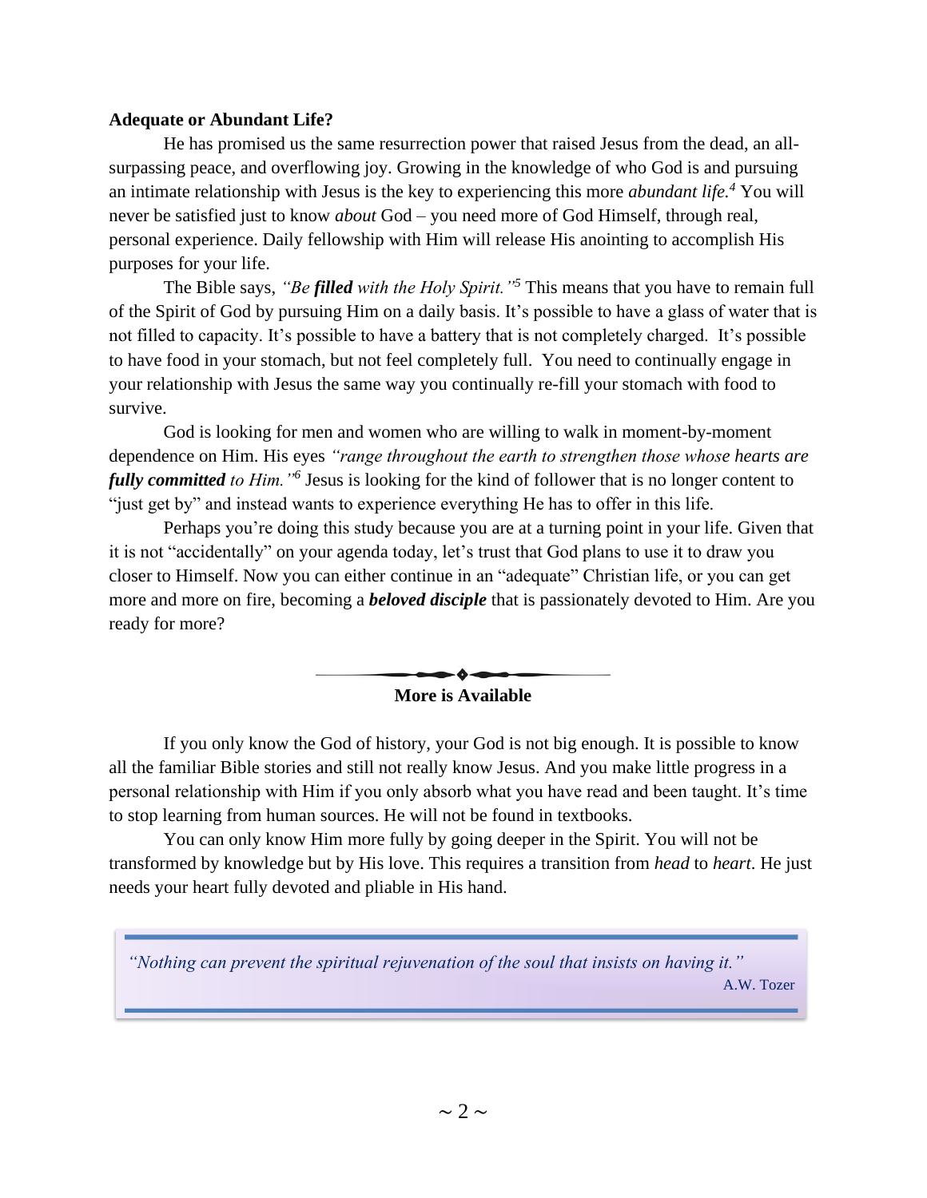**Adequate or Abundant Life?**

He has promised us the same resurrection power that raised Jesus from the dead, an all-surpassing peace, and overflowing joy. Growing in the knowledge of who God is and pursuing an intimate relationship with Jesus is the key to experiencing this more *abundant life.*[4] You will never be satisfied just to know *about* God – you need more of God Himself, through real, personal experience. Daily fellowship with Him will release His anointing to accomplish His purposes for your life.

The Bible says, *"Be **filled** with the Holy Spirit."*[5] This means that you have to remain full of the Spirit of God by pursuing Him on a daily basis. It's possible to have a glass of water that is not filled to capacity. It's possible to have a battery that is not completely charged. It's possible to have food in your stomach, but not feel completely full. You need to continually engage in your relationship with Jesus the same way you continually re-fill your stomach with food to survive.

God is looking for men and women who are willing to walk in moment-by-moment dependence on Him. His eyes *"range throughout the earth to strengthen those whose hearts are **fully committed** to Him."*[6] Jesus is looking for the kind of follower that is no longer content to "just get by" and instead wants to experience everything He has to offer in this life.

Perhaps you're doing this study because you are at a turning point in your life. Given that it is not "accidentally" on your agenda today, let's trust that God plans to use it to draw you closer to Himself. Now you can either continue in an "adequate" Christian life, or you can get more and more on fire, becoming a ***beloved disciple*** that is passionately devoted to Him. Are you ready for more?

**More is Available**

If you only know the God of history, your God is not big enough. It is possible to know all the familiar Bible stories and still not really know Jesus. And you make little progress in a personal relationship with Him if you only absorb what you have read and been taught. It's time to stop learning from human sources. He will not be found in textbooks.

You can only know Him more fully by going deeper in the Spirit. You will not be transformed by knowledge but by His love. This requires a transition from *head* to *heart*. He just needs your heart fully devoted and pliable in His hand.

> *"Nothing can prevent the spiritual rejuvenation of the soul that insists on having it."*
>
> A.W. Tozer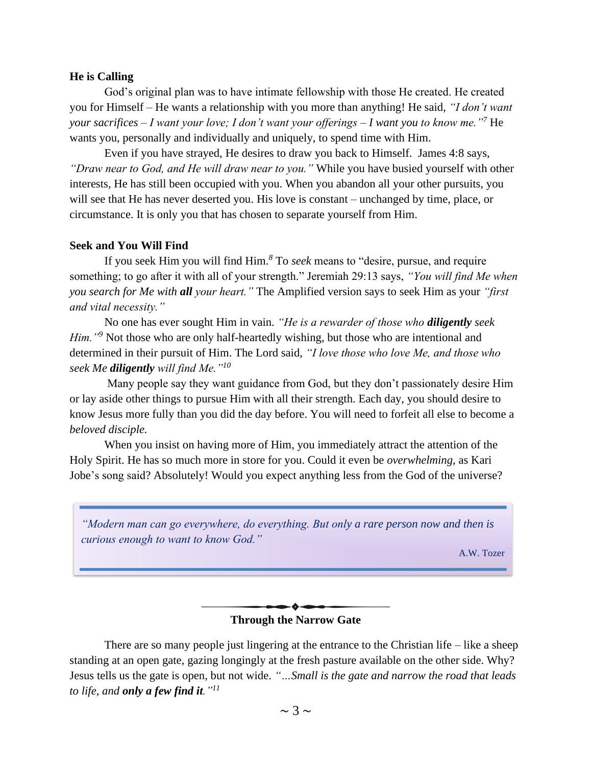**He is Calling**

God's original plan was to have intimate fellowship with those He created. He created you for Himself – He wants a relationship with you more than anything! He said, *"I don't want your sacrifices – I want your love; I don't want your offerings – I want you to know me."*[7] He wants you, personally and individually and uniquely, to spend time with Him.

Even if you have strayed, He desires to draw you back to Himself. James 4:8 says, *"Draw near to God, and He will draw near to you."* While you have busied yourself with other interests, He has still been occupied with you. When you abandon all your other pursuits, you will see that He has never deserted you. His love is constant – unchanged by time, place, or circumstance. It is only you that has chosen to separate yourself from Him.

**Seek and You Will Find**

If you seek Him you will find Him.[8] To *seek* means to "desire, pursue, and require something; to go after it with all of your strength." Jeremiah 29:13 says, *"You will find Me when you search for Me with **all** your heart."* The Amplified version says to seek Him as your *"first and vital necessity."*

No one has ever sought Him in vain. *"He is a rewarder of those who **diligently** seek Him."*[9] Not those who are only half-heartedly wishing, but those who are intentional and determined in their pursuit of Him. The Lord said, *"I love those who love Me, and those who seek Me **diligently** will find Me."*[10]

Many people say they want guidance from God, but they don't passionately desire Him or lay aside other things to pursue Him with all their strength. Each day, you should desire to know Jesus more fully than you did the day before. You will need to forfeit all else to become a *beloved disciple.*

When you insist on having more of Him, you immediately attract the attention of the Holy Spirit. He has so much more in store for you. Could it even be *overwhelming*, as Kari Jobe's song said? Absolutely! Would you expect anything less from the God of the universe?

> *"Modern man can go everywhere, do everything. But only a rare person now and then is curious enough to want to know God."*
>
> A.W. Tozer

**Through the Narrow Gate**

There are so many people just lingering at the entrance to the Christian life – like a sheep standing at an open gate, gazing longingly at the fresh pasture available on the other side. Why? Jesus tells us the gate is open, but not wide. *"…Small is the gate and narrow the road that leads to life, and **only a few find it**."*[11]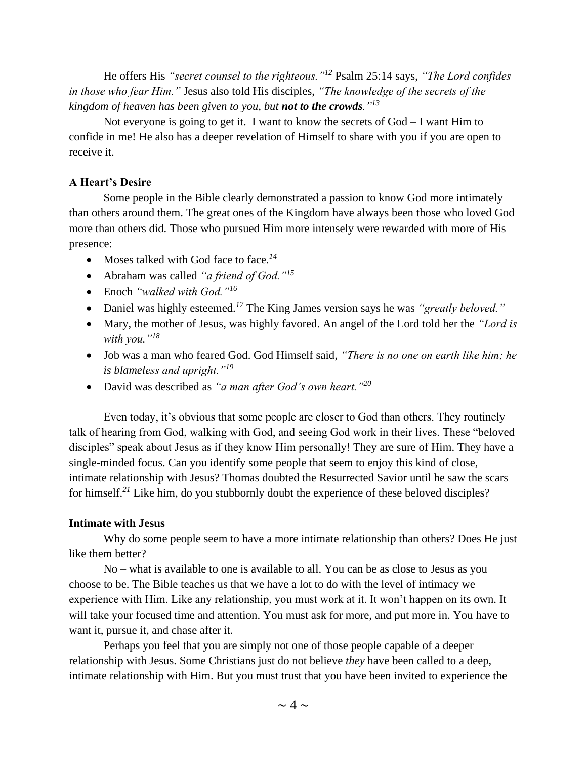He offers His *"secret counsel to the righteous."*[12] Psalm 25:14 says, *"The Lord confides in those who fear Him."* Jesus also told His disciples, *"The knowledge of the secrets of the kingdom of heaven has been given to you, but **not to the crowds**."*[13]

Not everyone is going to get it. I want to know the secrets of God – I want Him to confide in me! He also has a deeper revelation of Himself to share with you if you are open to receive it.

**A Heart's Desire**

Some people in the Bible clearly demonstrated a passion to know God more intimately than others around them. The great ones of the Kingdom have always been those who loved God more than others did. Those who pursued Him more intensely were rewarded with more of His presence:

- Moses talked with God face to face.[14]
- Abraham was called *"a friend of God."*[15]
- Enoch *"walked with God."*[16]
- Daniel was highly esteemed.[17] The King James version says he was *"greatly beloved."*
- Mary, the mother of Jesus, was highly favored. An angel of the Lord told her the *"Lord is with you."*[18]
- Job was a man who feared God. God Himself said, *"There is no one on earth like him; he is blameless and upright."*[19]
- David was described as *"a man after God's own heart."*[20]

Even today, it's obvious that some people are closer to God than others. They routinely talk of hearing from God, walking with God, and seeing God work in their lives. These "beloved disciples" speak about Jesus as if they know Him personally! They are sure of Him. They have a single-minded focus. Can you identify some people that seem to enjoy this kind of close, intimate relationship with Jesus? Thomas doubted the Resurrected Savior until he saw the scars for himself.[21] Like him, do you stubbornly doubt the experience of these beloved disciples?

**Intimate with Jesus**

Why do some people seem to have a more intimate relationship than others? Does He just like them better?

No – what is available to one is available to all. You can be as close to Jesus as you choose to be. The Bible teaches us that we have a lot to do with the level of intimacy we experience with Him. Like any relationship, you must work at it. It won't happen on its own. It will take your focused time and attention. You must ask for more, and put more in. You have to want it, pursue it, and chase after it.

Perhaps you feel that you are simply not one of those people capable of a deeper relationship with Jesus. Some Christians just do not believe *they* have been called to a deep, intimate relationship with Him. But you must trust that you have been invited to experience the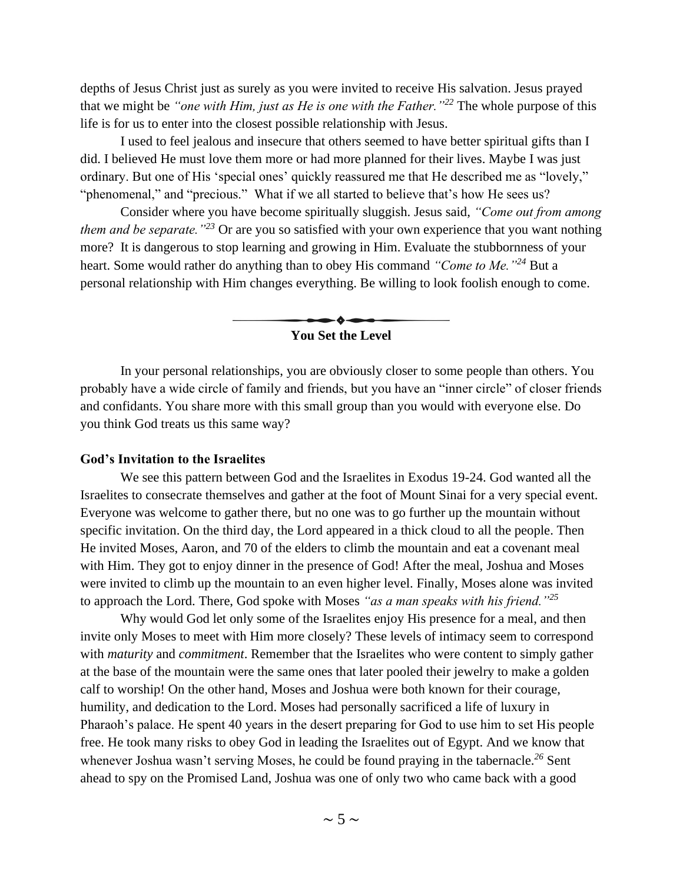depths of Jesus Christ just as surely as you were invited to receive His salvation. Jesus prayed that we might be *"one with Him, just as He is one with the Father."*[22] The whole purpose of this life is for us to enter into the closest possible relationship with Jesus.

I used to feel jealous and insecure that others seemed to have better spiritual gifts than I did. I believed He must love them more or had more planned for their lives. Maybe I was just ordinary. But one of His 'special ones' quickly reassured me that He described me as "lovely," "phenomenal," and "precious." What if we all started to believe that's how He sees us?

Consider where you have become spiritually sluggish. Jesus said, *"Come out from among them and be separate."*[23] Or are you so satisfied with your own experience that you want nothing more? It is dangerous to stop learning and growing in Him. Evaluate the stubbornness of your heart. Some would rather do anything than to obey His command *"Come to Me."*[24] But a personal relationship with Him changes everything. Be willing to look foolish enough to come.

## You Set the Level

In your personal relationships, you are obviously closer to some people than others. You probably have a wide circle of family and friends, but you have an "inner circle" of closer friends and confidants. You share more with this small group than you would with everyone else. Do you think God treats us this same way?

### God's Invitation to the Israelites

We see this pattern between God and the Israelites in Exodus 19-24. God wanted all the Israelites to consecrate themselves and gather at the foot of Mount Sinai for a very special event. Everyone was welcome to gather there, but no one was to go further up the mountain without specific invitation. On the third day, the Lord appeared in a thick cloud to all the people. Then He invited Moses, Aaron, and 70 of the elders to climb the mountain and eat a covenant meal with Him. They got to enjoy dinner in the presence of God! After the meal, Joshua and Moses were invited to climb up the mountain to an even higher level. Finally, Moses alone was invited to approach the Lord. There, God spoke with Moses *"as a man speaks with his friend."*[25]

Why would God let only some of the Israelites enjoy His presence for a meal, and then invite only Moses to meet with Him more closely? These levels of intimacy seem to correspond with *maturity* and *commitment*. Remember that the Israelites who were content to simply gather at the base of the mountain were the same ones that later pooled their jewelry to make a golden calf to worship! On the other hand, Moses and Joshua were both known for their courage, humility, and dedication to the Lord. Moses had personally sacrificed a life of luxury in Pharaoh's palace. He spent 40 years in the desert preparing for God to use him to set His people free. He took many risks to obey God in leading the Israelites out of Egypt. And we know that whenever Joshua wasn't serving Moses, he could be found praying in the tabernacle.[26] Sent ahead to spy on the Promised Land, Joshua was one of only two who came back with a good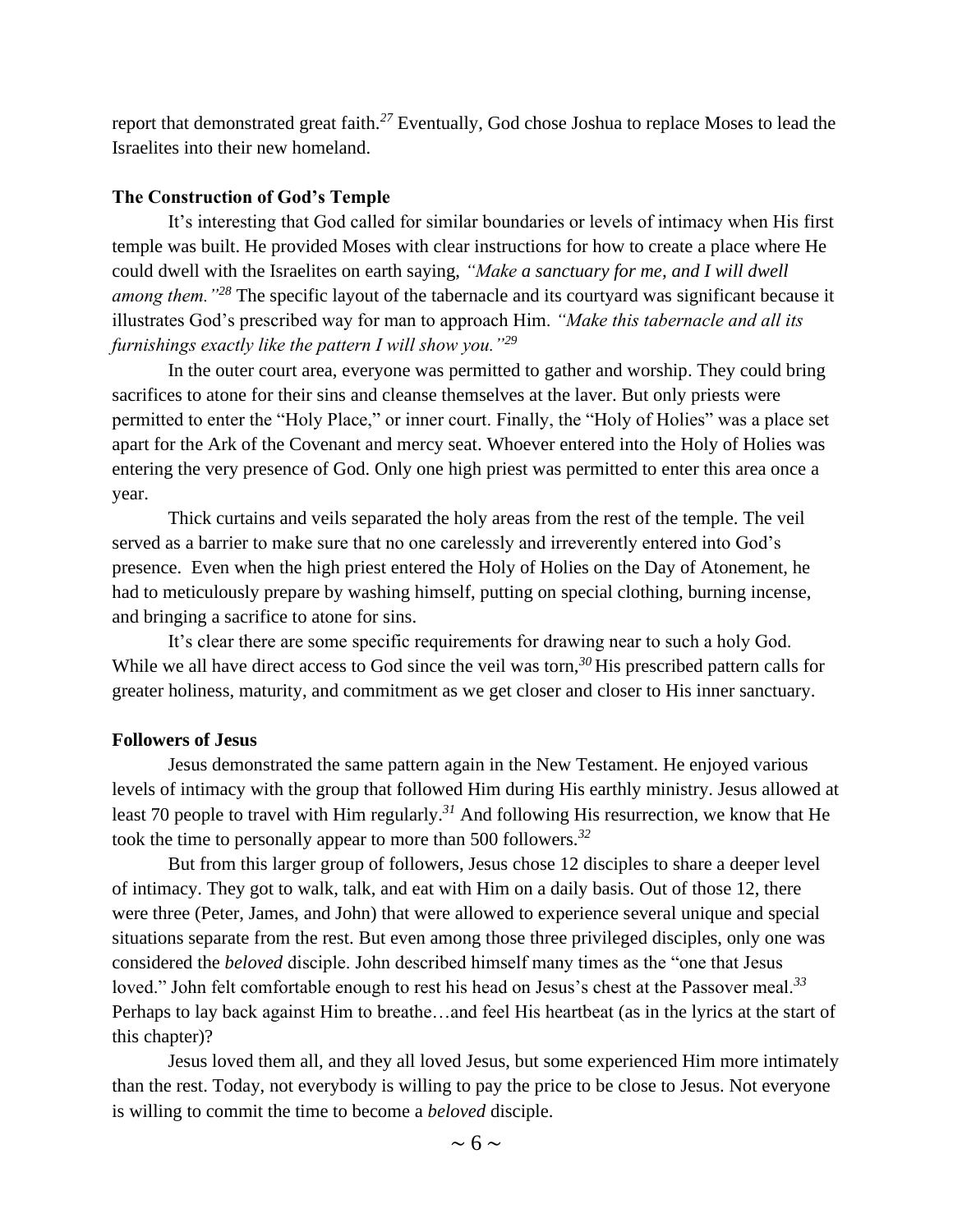report that demonstrated great faith.[27] Eventually, God chose Joshua to replace Moses to lead the Israelites into their new homeland.

**The Construction of God's Temple**

It's interesting that God called for similar boundaries or levels of intimacy when His first temple was built. He provided Moses with clear instructions for how to create a place where He could dwell with the Israelites on earth saying, *"Make a sanctuary for me, and I will dwell among them."*[28] The specific layout of the tabernacle and its courtyard was significant because it illustrates God's prescribed way for man to approach Him. *"Make this tabernacle and all its furnishings exactly like the pattern I will show you."*[29]

In the outer court area, everyone was permitted to gather and worship. They could bring sacrifices to atone for their sins and cleanse themselves at the laver. But only priests were permitted to enter the "Holy Place," or inner court. Finally, the "Holy of Holies" was a place set apart for the Ark of the Covenant and mercy seat. Whoever entered into the Holy of Holies was entering the very presence of God. Only one high priest was permitted to enter this area once a year.

Thick curtains and veils separated the holy areas from the rest of the temple. The veil served as a barrier to make sure that no one carelessly and irreverently entered into God's presence. Even when the high priest entered the Holy of Holies on the Day of Atonement, he had to meticulously prepare by washing himself, putting on special clothing, burning incense, and bringing a sacrifice to atone for sins.

It's clear there are some specific requirements for drawing near to such a holy God. While we all have direct access to God since the veil was torn,[30] His prescribed pattern calls for greater holiness, maturity, and commitment as we get closer and closer to His inner sanctuary.

**Followers of Jesus**

Jesus demonstrated the same pattern again in the New Testament. He enjoyed various levels of intimacy with the group that followed Him during His earthly ministry. Jesus allowed at least 70 people to travel with Him regularly.[31] And following His resurrection, we know that He took the time to personally appear to more than 500 followers.[32]

But from this larger group of followers, Jesus chose 12 disciples to share a deeper level of intimacy. They got to walk, talk, and eat with Him on a daily basis. Out of those 12, there were three (Peter, James, and John) that were allowed to experience several unique and special situations separate from the rest. But even among those three privileged disciples, only one was considered the *beloved* disciple. John described himself many times as the "one that Jesus loved." John felt comfortable enough to rest his head on Jesus's chest at the Passover meal.[33] Perhaps to lay back against Him to breathe…and feel His heartbeat (as in the lyrics at the start of this chapter)?

Jesus loved them all, and they all loved Jesus, but some experienced Him more intimately than the rest. Today, not everybody is willing to pay the price to be close to Jesus. Not everyone is willing to commit the time to become a *beloved* disciple.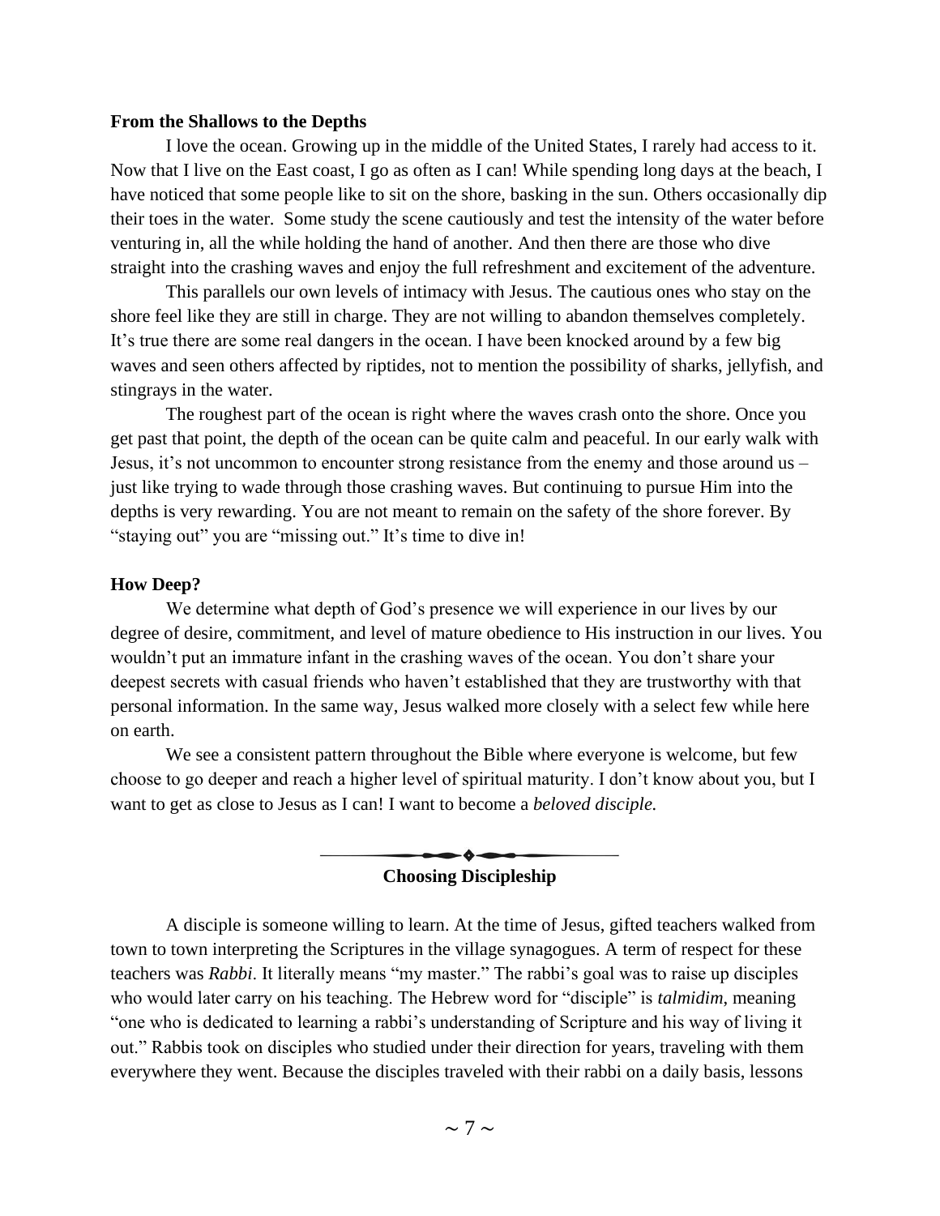**From the Shallows to the Depths**

I love the ocean. Growing up in the middle of the United States, I rarely had access to it. Now that I live on the East coast, I go as often as I can! While spending long days at the beach, I have noticed that some people like to sit on the shore, basking in the sun. Others occasionally dip their toes in the water. Some study the scene cautiously and test the intensity of the water before venturing in, all the while holding the hand of another. And then there are those who dive straight into the crashing waves and enjoy the full refreshment and excitement of the adventure.

This parallels our own levels of intimacy with Jesus. The cautious ones who stay on the shore feel like they are still in charge. They are not willing to abandon themselves completely. It's true there are some real dangers in the ocean. I have been knocked around by a few big waves and seen others affected by riptides, not to mention the possibility of sharks, jellyfish, and stingrays in the water.

The roughest part of the ocean is right where the waves crash onto the shore. Once you get past that point, the depth of the ocean can be quite calm and peaceful. In our early walk with Jesus, it's not uncommon to encounter strong resistance from the enemy and those around us – just like trying to wade through those crashing waves. But continuing to pursue Him into the depths is very rewarding. You are not meant to remain on the safety of the shore forever. By "staying out" you are "missing out." It's time to dive in!

**How Deep?**

We determine what depth of God's presence we will experience in our lives by our degree of desire, commitment, and level of mature obedience to His instruction in our lives. You wouldn't put an immature infant in the crashing waves of the ocean. You don't share your deepest secrets with casual friends who haven't established that they are trustworthy with that personal information. In the same way, Jesus walked more closely with a select few while here on earth.

We see a consistent pattern throughout the Bible where everyone is welcome, but few choose to go deeper and reach a higher level of spiritual maturity. I don't know about you, but I want to get as close to Jesus as I can! I want to become a *beloved disciple.*

**Choosing Discipleship**

A disciple is someone willing to learn. At the time of Jesus, gifted teachers walked from town to town interpreting the Scriptures in the village synagogues. A term of respect for these teachers was *Rabbi*. It literally means "my master." The rabbi's goal was to raise up disciples who would later carry on his teaching. The Hebrew word for "disciple" is *talmidim*, meaning "one who is dedicated to learning a rabbi's understanding of Scripture and his way of living it out." Rabbis took on disciples who studied under their direction for years, traveling with them everywhere they went. Because the disciples traveled with their rabbi on a daily basis, lessons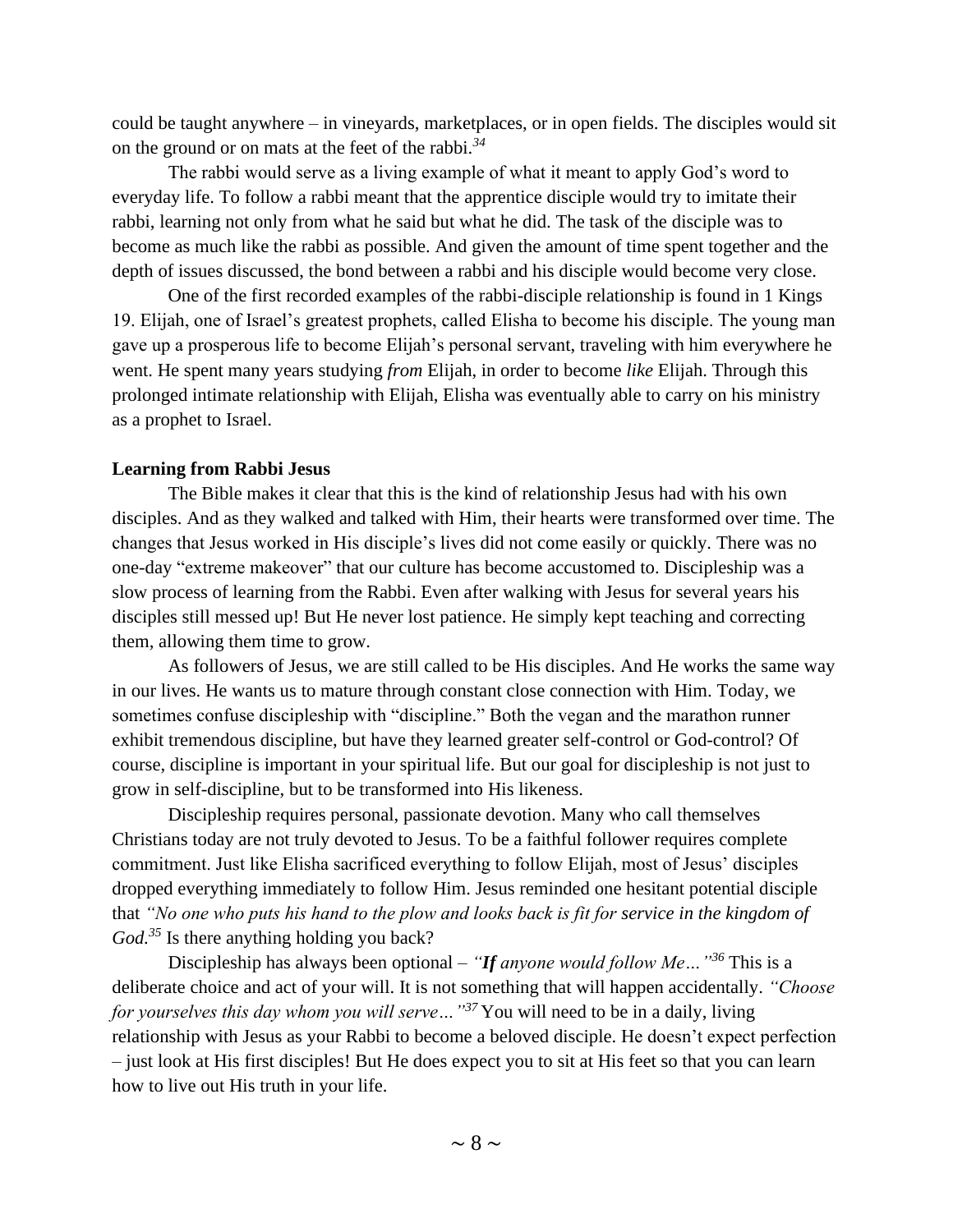could be taught anywhere – in vineyards, marketplaces, or in open fields. The disciples would sit on the ground or on mats at the feet of the rabbi.[34]

The rabbi would serve as a living example of what it meant to apply God's word to everyday life. To follow a rabbi meant that the apprentice disciple would try to imitate their rabbi, learning not only from what he said but what he did. The task of the disciple was to become as much like the rabbi as possible. And given the amount of time spent together and the depth of issues discussed, the bond between a rabbi and his disciple would become very close.

One of the first recorded examples of the rabbi-disciple relationship is found in 1 Kings 19. Elijah, one of Israel's greatest prophets, called Elisha to become his disciple. The young man gave up a prosperous life to become Elijah's personal servant, traveling with him everywhere he went. He spent many years studying *from* Elijah, in order to become *like* Elijah. Through this prolonged intimate relationship with Elijah, Elisha was eventually able to carry on his ministry as a prophet to Israel.

**Learning from Rabbi Jesus**

The Bible makes it clear that this is the kind of relationship Jesus had with his own disciples. And as they walked and talked with Him, their hearts were transformed over time. The changes that Jesus worked in His disciple's lives did not come easily or quickly. There was no one-day "extreme makeover" that our culture has become accustomed to. Discipleship was a slow process of learning from the Rabbi. Even after walking with Jesus for several years his disciples still messed up! But He never lost patience. He simply kept teaching and correcting them, allowing them time to grow.

As followers of Jesus, we are still called to be His disciples. And He works the same way in our lives. He wants us to mature through constant close connection with Him. Today, we sometimes confuse discipleship with "discipline." Both the vegan and the marathon runner exhibit tremendous discipline, but have they learned greater self-control or God-control? Of course, discipline is important in your spiritual life. But our goal for discipleship is not just to grow in self-discipline, but to be transformed into His likeness.

Discipleship requires personal, passionate devotion. Many who call themselves Christians today are not truly devoted to Jesus. To be a faithful follower requires complete commitment. Just like Elisha sacrificed everything to follow Elijah, most of Jesus' disciples dropped everything immediately to follow Him. Jesus reminded one hesitant potential disciple that *"No one who puts his hand to the plow and looks back is fit for service in the kingdom of God.*[35] Is there anything holding you back?

Discipleship has always been optional – *"**If** anyone would follow Me…"*[36] This is a deliberate choice and act of your will. It is not something that will happen accidentally. *"Choose for yourselves this day whom you will serve…"*[37] You will need to be in a daily, living relationship with Jesus as your Rabbi to become a beloved disciple. He doesn't expect perfection – just look at His first disciples! But He does expect you to sit at His feet so that you can learn how to live out His truth in your life.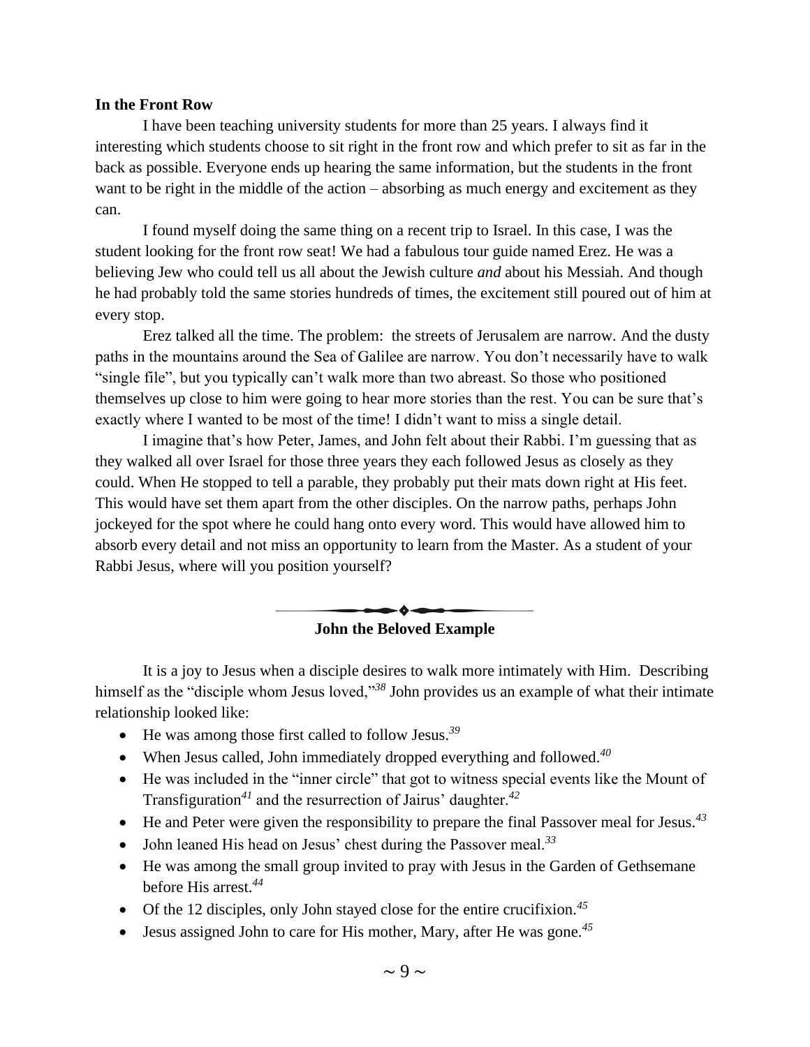**In the Front Row**

I have been teaching university students for more than 25 years. I always find it interesting which students choose to sit right in the front row and which prefer to sit as far in the back as possible. Everyone ends up hearing the same information, but the students in the front want to be right in the middle of the action – absorbing as much energy and excitement as they can.

I found myself doing the same thing on a recent trip to Israel. In this case, I was the student looking for the front row seat! We had a fabulous tour guide named Erez. He was a believing Jew who could tell us all about the Jewish culture *and* about his Messiah. And though he had probably told the same stories hundreds of times, the excitement still poured out of him at every stop.

Erez talked all the time. The problem: the streets of Jerusalem are narrow. And the dusty paths in the mountains around the Sea of Galilee are narrow. You don't necessarily have to walk "single file", but you typically can't walk more than two abreast. So those who positioned themselves up close to him were going to hear more stories than the rest. You can be sure that's exactly where I wanted to be most of the time! I didn't want to miss a single detail.

I imagine that's how Peter, James, and John felt about their Rabbi. I'm guessing that as they walked all over Israel for those three years they each followed Jesus as closely as they could. When He stopped to tell a parable, they probably put their mats down right at His feet. This would have set them apart from the other disciples. On the narrow paths, perhaps John jockeyed for the spot where he could hang onto every word. This would have allowed him to absorb every detail and not miss an opportunity to learn from the Master. As a student of your Rabbi Jesus, where will you position yourself?

## John the Beloved Example

It is a joy to Jesus when a disciple desires to walk more intimately with Him. Describing himself as the "disciple whom Jesus loved,"[38] John provides us an example of what their intimate relationship looked like:

- He was among those first called to follow Jesus.[39]
- When Jesus called, John immediately dropped everything and followed.[40]
- He was included in the "inner circle" that got to witness special events like the Mount of Transfiguration[41] and the resurrection of Jairus' daughter.[42]
- He and Peter were given the responsibility to prepare the final Passover meal for Jesus.[43]
- John leaned His head on Jesus' chest during the Passover meal.[33]
- He was among the small group invited to pray with Jesus in the Garden of Gethsemane before His arrest.[44]
- Of the 12 disciples, only John stayed close for the entire crucifixion.[45]
- Jesus assigned John to care for His mother, Mary, after He was gone.[45]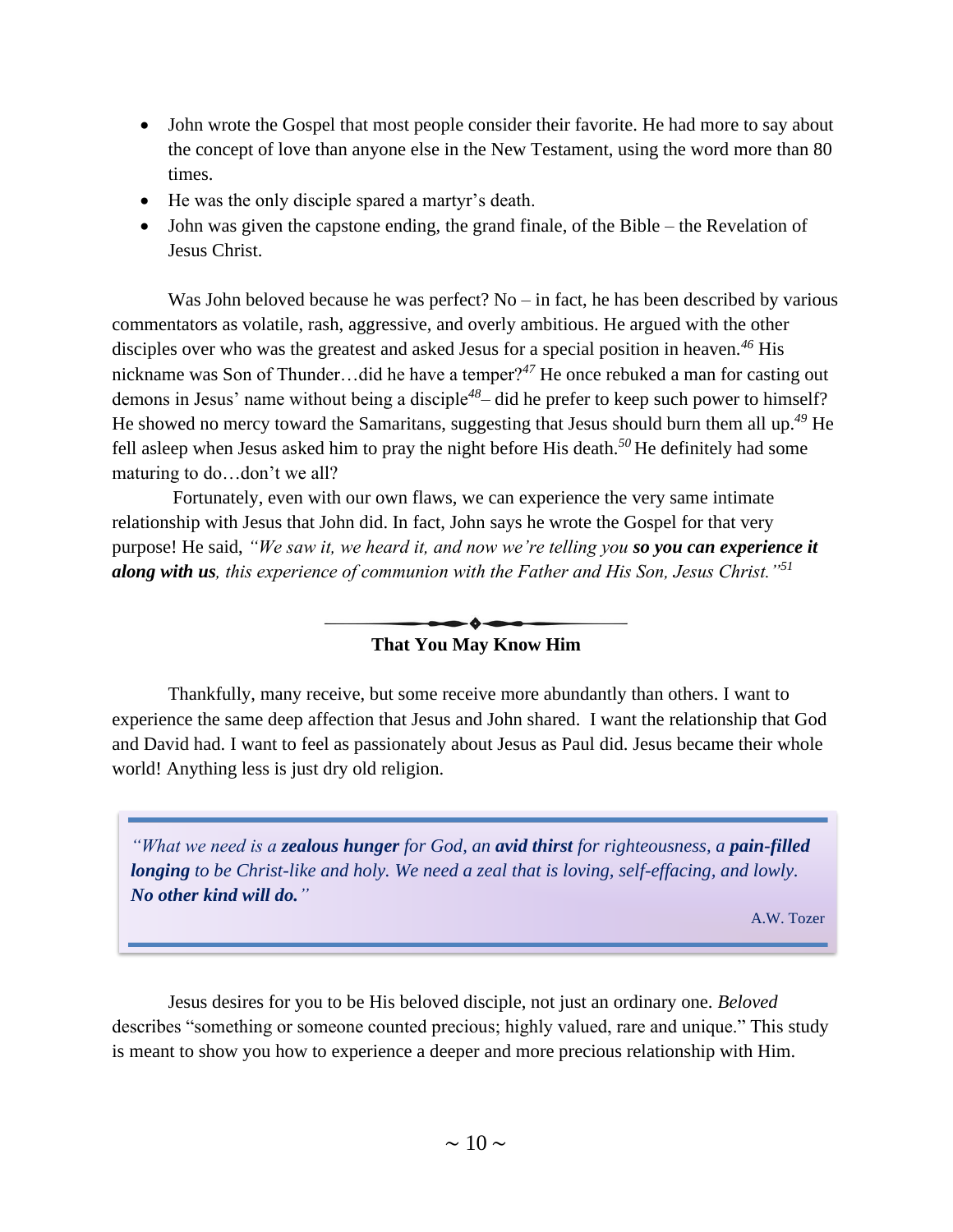- John wrote the Gospel that most people consider their favorite. He had more to say about the concept of love than anyone else in the New Testament, using the word more than 80 times.
- He was the only disciple spared a martyr's death.
- John was given the capstone ending, the grand finale, of the Bible – the Revelation of Jesus Christ.

Was John beloved because he was perfect? No – in fact, he has been described by various commentators as volatile, rash, aggressive, and overly ambitious. He argued with the other disciples over who was the greatest and asked Jesus for a special position in heaven.[46] His nickname was Son of Thunder…did he have a temper?[47] He once rebuked a man for casting out demons in Jesus' name without being a disciple[48]– did he prefer to keep such power to himself? He showed no mercy toward the Samaritans, suggesting that Jesus should burn them all up.[49] He fell asleep when Jesus asked him to pray the night before His death.[50] He definitely had some maturing to do…don't we all?

Fortunately, even with our own flaws, we can experience the very same intimate relationship with Jesus that John did. In fact, John says he wrote the Gospel for that very purpose! He said, *"We saw it, we heard it, and now we're telling you* ***so you can experience it along with us****, this experience of communion with the Father and His Son, Jesus Christ."*[51]

## That You May Know Him

Thankfully, many receive, but some receive more abundantly than others. I want to experience the same deep affection that Jesus and John shared. I want the relationship that God and David had. I want to feel as passionately about Jesus as Paul did. Jesus became their whole world! Anything less is just dry old religion.

> *"What we need is a* ***zealous hunger*** *for God, an* ***avid thirst*** *for righteousness, a* ***pain-filled longing*** *to be Christ-like and holy. We need a zeal that is loving, self-effacing, and lowly.* ***No other kind will do.****"*
>
> A.W. Tozer

Jesus desires for you to be His beloved disciple, not just an ordinary one. *Beloved* describes "something or someone counted precious; highly valued, rare and unique." This study is meant to show you how to experience a deeper and more precious relationship with Him.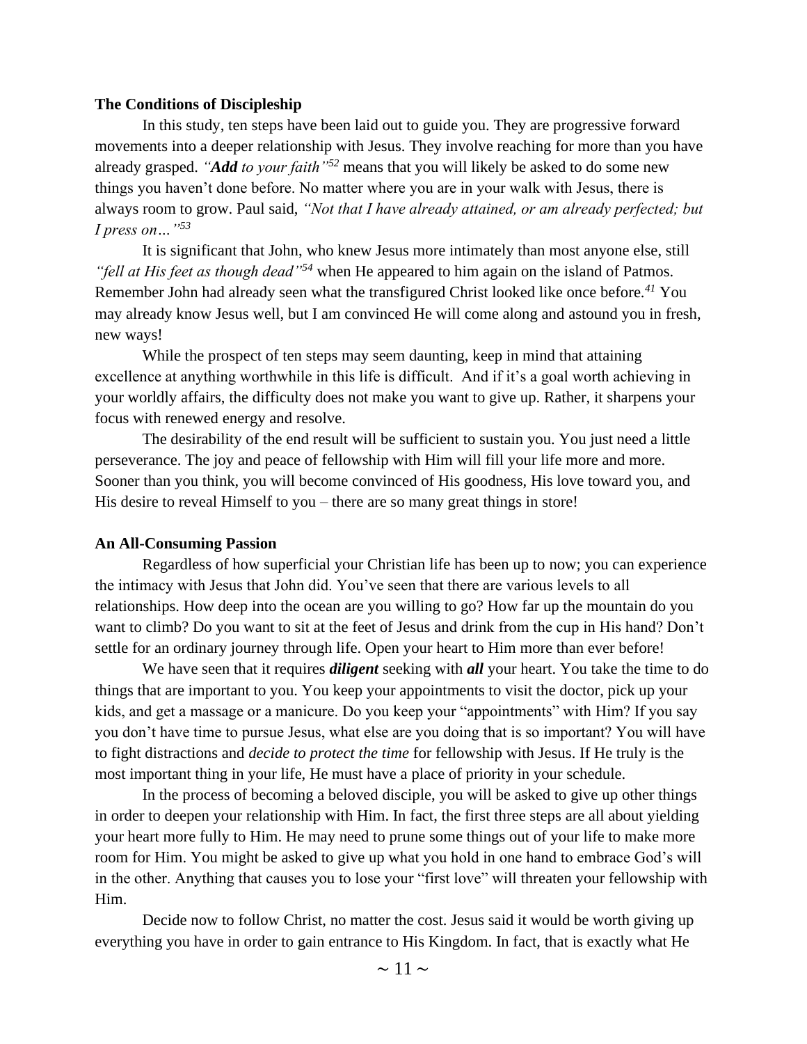**The Conditions of Discipleship**

In this study, ten steps have been laid out to guide you. They are progressive forward movements into a deeper relationship with Jesus. They involve reaching for more than you have already grasped. *"**Add** to your faith"*[52] means that you will likely be asked to do some new things you haven't done before. No matter where you are in your walk with Jesus, there is always room to grow. Paul said, *"Not that I have already attained, or am already perfected; but I press on…"*[53]

It is significant that John, who knew Jesus more intimately than most anyone else, still *"fell at His feet as though dead"*[54] when He appeared to him again on the island of Patmos. Remember John had already seen what the transfigured Christ looked like once before.[41] You may already know Jesus well, but I am convinced He will come along and astound you in fresh, new ways!

While the prospect of ten steps may seem daunting, keep in mind that attaining excellence at anything worthwhile in this life is difficult. And if it's a goal worth achieving in your worldly affairs, the difficulty does not make you want to give up. Rather, it sharpens your focus with renewed energy and resolve.

The desirability of the end result will be sufficient to sustain you. You just need a little perseverance. The joy and peace of fellowship with Him will fill your life more and more. Sooner than you think, you will become convinced of His goodness, His love toward you, and His desire to reveal Himself to you – there are so many great things in store!

**An All-Consuming Passion**

Regardless of how superficial your Christian life has been up to now; you can experience the intimacy with Jesus that John did. You've seen that there are various levels to all relationships. How deep into the ocean are you willing to go? How far up the mountain do you want to climb? Do you want to sit at the feet of Jesus and drink from the cup in His hand? Don't settle for an ordinary journey through life. Open your heart to Him more than ever before!

We have seen that it requires ***diligent*** seeking with ***all*** your heart. You take the time to do things that are important to you. You keep your appointments to visit the doctor, pick up your kids, and get a massage or a manicure. Do you keep your "appointments" with Him? If you say you don't have time to pursue Jesus, what else are you doing that is so important? You will have to fight distractions and *decide to protect the time* for fellowship with Jesus. If He truly is the most important thing in your life, He must have a place of priority in your schedule.

In the process of becoming a beloved disciple, you will be asked to give up other things in order to deepen your relationship with Him. In fact, the first three steps are all about yielding your heart more fully to Him. He may need to prune some things out of your life to make more room for Him. You might be asked to give up what you hold in one hand to embrace God's will in the other. Anything that causes you to lose your "first love" will threaten your fellowship with Him.

Decide now to follow Christ, no matter the cost. Jesus said it would be worth giving up everything you have in order to gain entrance to His Kingdom. In fact, that is exactly what He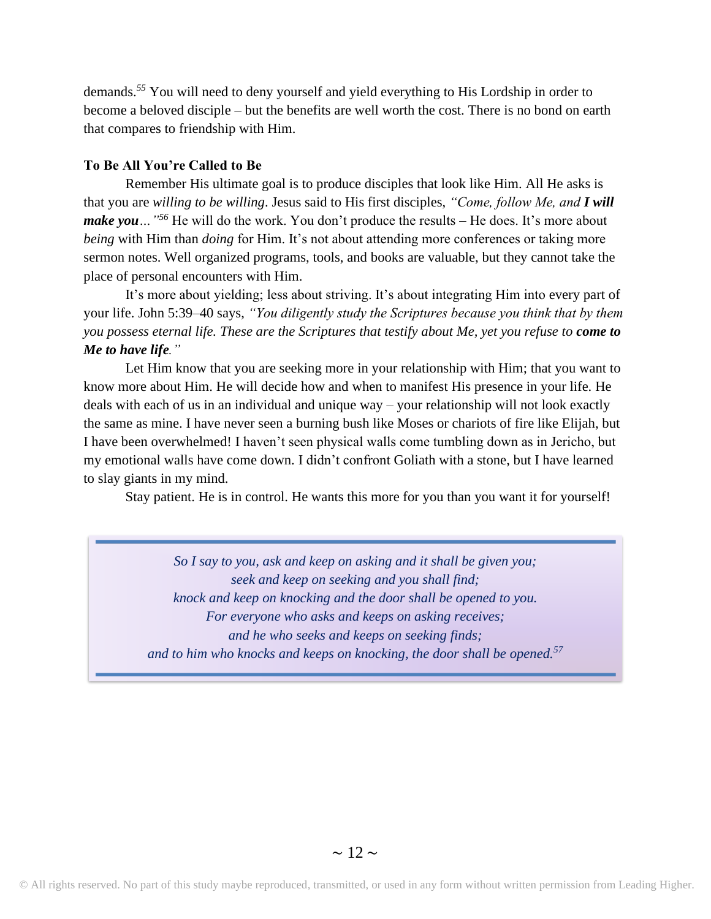demands.[55] You will need to deny yourself and yield everything to His Lordship in order to become a beloved disciple – but the benefits are well worth the cost. There is no bond on earth that compares to friendship with Him.

**To Be All You're Called to Be**

Remember His ultimate goal is to produce disciples that look like Him. All He asks is that you are *willing to be willing*. Jesus said to His first disciples, *"Come, follow Me, and* ***I will make you****..."*[56] He will do the work. You don't produce the results – He does. It's more about *being* with Him than *doing* for Him. It's not about attending more conferences or taking more sermon notes. Well organized programs, tools, and books are valuable, but they cannot take the place of personal encounters with Him.

It's more about yielding; less about striving. It's about integrating Him into every part of your life. John 5:39–40 says, *"You diligently study the Scriptures because you think that by them you possess eternal life. These are the Scriptures that testify about Me, yet you refuse to* ***come to Me to have life****."*

Let Him know that you are seeking more in your relationship with Him; that you want to know more about Him. He will decide how and when to manifest His presence in your life. He deals with each of us in an individual and unique way – your relationship will not look exactly the same as mine. I have never seen a burning bush like Moses or chariots of fire like Elijah, but I have been overwhelmed! I haven't seen physical walls come tumbling down as in Jericho, but my emotional walls have come down. I didn't confront Goliath with a stone, but I have learned to slay giants in my mind.

Stay patient. He is in control. He wants this more for you than you want it for yourself!

---

*So I say to you, ask and keep on asking and it shall be given you;*
*seek and keep on seeking and you shall find;*
*knock and keep on knocking and the door shall be opened to you.*
*For everyone who asks and keeps on asking receives;*
*and he who seeks and keeps on seeking finds;*
*and to him who knocks and keeps on knocking, the door shall be opened.*[57]

---